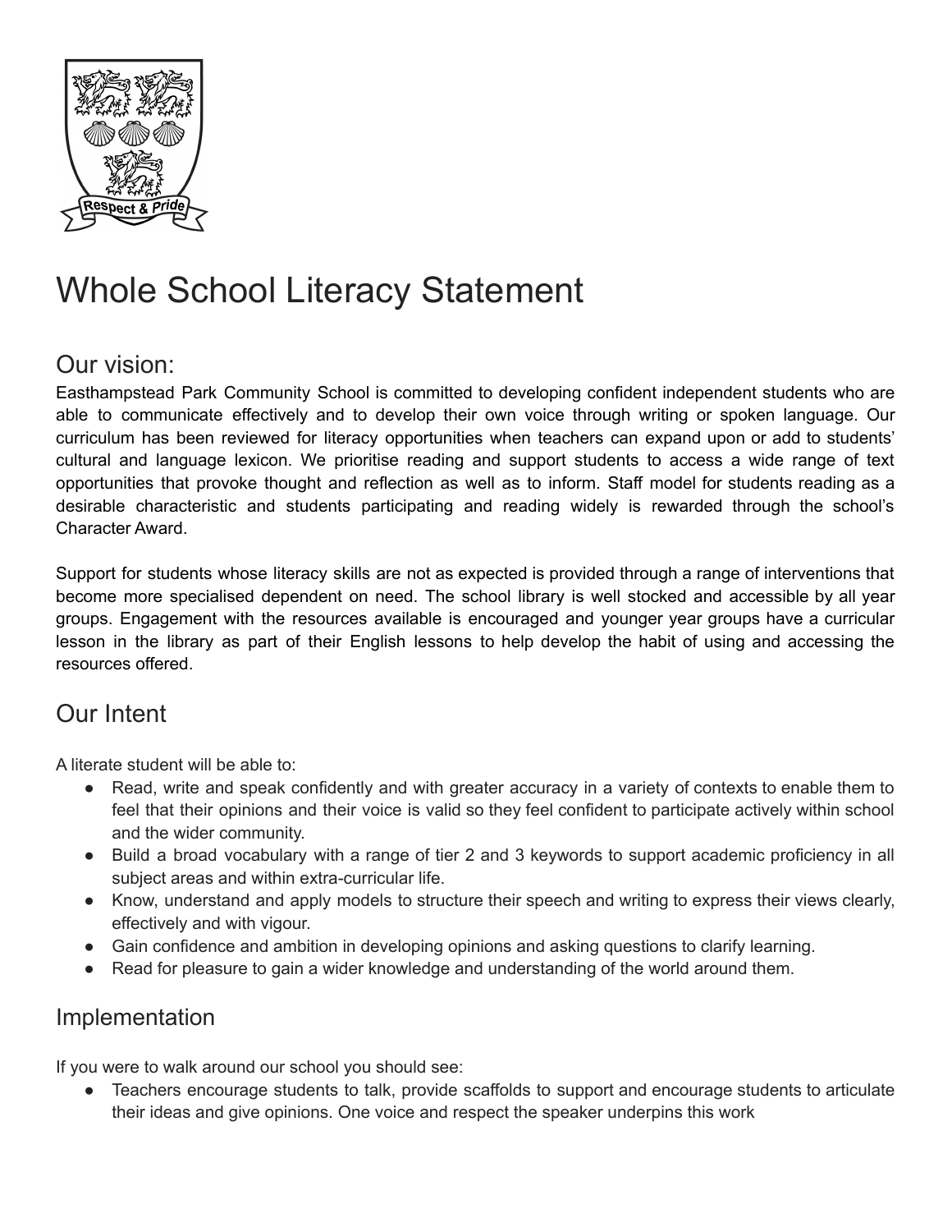# Whole School Literacy Statement

## Our vision:

Easthampstead Park Community School is committed to developing confident independent students who are able to communicate effectively and to develop their own voice through writing or spoken language. Our curriculum has been reviewed for literacy opportunities when teachers can expand upon or add to students' cultural and language lexicon. We prioritise reading and support students to access a wide range of text opportunities that provoke thought and reflection as well as to inform. Staff model for students reading as a desirable characteristic and students participating and reading widely is rewarded through the school's Character Award.

Support for students whose literacy skills are not as expected is provided through a range of interventions that become more specialised dependent on need. The school library is well stocked and accessible by all year groups. Engagement with the resources available is encouraged and younger year groups have a curricular lesson in the library as part of their English lessons to help develop the habit of using and accessing the resources offered.

## Our Intent

A literate student will be able to:

- Read, write and speak confidently and with greater accuracy in a variety of contexts to enable them to feel that their opinions and their voice is valid so they feel confident to participate actively within school and the wider community.
- Build a broad vocabulary with a range of tier 2 and 3 keywords to support academic proficiency in all subject areas and within extra-curricular life.
- Know, understand and apply models to structure their speech and writing to express their views clearly, effectively and with vigour.
- Gain confidence and ambition in developing opinions and asking questions to clarify learning.
- Read for pleasure to gain a wider knowledge and understanding of the world around them.

## Implementation

If you were to walk around our school you should see:

- Teachers encourage students to talk, provide scaffolds to support and encourage students to articulate their ideas and give opinions. One voice and respect the speaker underpins this work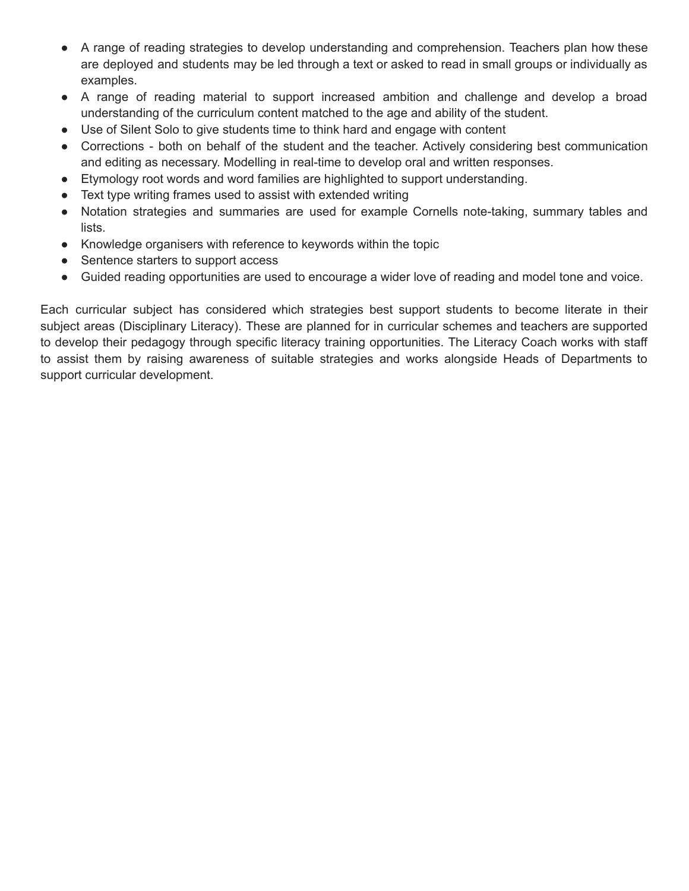- A range of reading strategies to develop understanding and comprehension. Teachers plan how these are deployed and students may be led through a text or asked to read in small groups or individually as examples.
- A range of reading material to support increased ambition and challenge and develop a broad understanding of the curriculum content matched to the age and ability of the student.
- Use of Silent Solo to give students time to think hard and engage with content
- Corrections - both on behalf of the student and the teacher. Actively considering best communication and editing as necessary. Modelling in real-time to develop oral and written responses.
- Etymology root words and word families are highlighted to support understanding.
- Text type writing frames used to assist with extended writing
- Notation strategies and summaries are used for example Cornells note-taking, summary tables and lists.
- Knowledge organisers with reference to keywords within the topic
- Sentence starters to support access
- Guided reading opportunities are used to encourage a wider love of reading and model tone and voice.

Each curricular subject has considered which strategies best support students to become literate in their subject areas (Disciplinary Literacy). These are planned for in curricular schemes and teachers are supported to develop their pedagogy through specific literacy training opportunities. The Literacy Coach works with staff to assist them by raising awareness of suitable strategies and works alongside Heads of Departments to support curricular development.